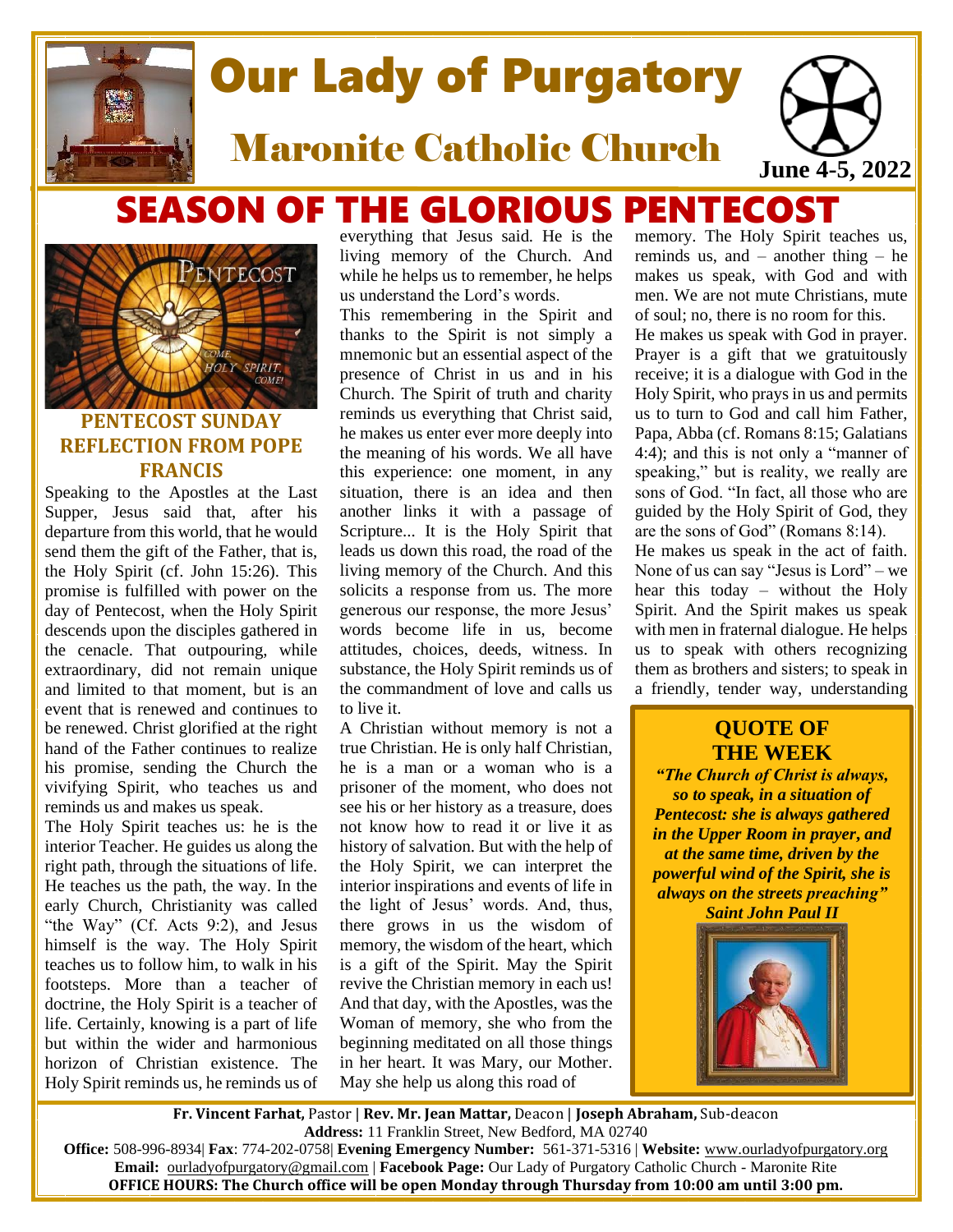# Our Lady of Purgatory

## Maronite Catholic Church

**June 4-5, 2022**

# SEASON OF THE GLORIOUS PENTECOST

### PENTECOST SUNDAY REFLECTION FROM POPE FRANCIS

Speaking to the Apostles at the Last Supper, Jesus said that, after his departure from this world, that he would send them the gift of the Father, that is, the Holy Spirit (cf. John 15:26). This promise is fulfilled with power on the day of Pentecost, when the Holy Spirit descends upon the disciples gathered in the cenacle. That outpouring, while extraordinary, did not remain unique and limited to that moment, but is an event that is renewed and continues to be renewed. Christ glorified at the right hand of the Father continues to realize his promise, sending the Church the vivifying Spirit, who teaches us and reminds us and makes us speak.

The Holy Spirit teaches us: he is the interior Teacher. He guides us along the right path, through the situations of life. He teaches us the path, the way. In the early Church, Christianity was called "the Way" (Cf. Acts 9:2), and Jesus himself is the way. The Holy Spirit teaches us to follow him, to walk in his footsteps. More than a teacher of doctrine, the Holy Spirit is a teacher of life. Certainly, knowing is a part of life but within the wider and harmonious horizon of Christian existence. The Holy Spirit reminds us, he reminds us of everything that Jesus said. He is the living memory of the Church. And while he helps us to remember, he helps us understand the Lord's words.

This remembering in the Spirit and thanks to the Spirit is not simply a mnemonic but an essential aspect of the presence of Christ in us and in his Church. The Spirit of truth and charity reminds us everything that Christ said, he makes us enter ever more deeply into the meaning of his words. We all have this experience: one moment, in any situation, there is an idea and then another links it with a passage of Scripture... It is the Holy Spirit that leads us down this road, the road of the living memory of the Church. And this solicits a response from us. The more generous our response, the more Jesus' words become life in us, become attitudes, choices, deeds, witness. In substance, the Holy Spirit reminds us of the commandment of love and calls us to live it.

A Christian without memory is not a true Christian. He is only half Christian, he is a man or a woman who is a prisoner of the moment, who does not see his or her history as a treasure, does not know how to read it or live it as history of salvation. But with the help of the Holy Spirit, we can interpret the interior inspirations and events of life in the light of Jesus' words. And, thus, there grows in us the wisdom of memory, the wisdom of the heart, which is a gift of the Spirit. May the Spirit revive the Christian memory in each us! And that day, with the Apostles, was the Woman of memory, she who from the beginning meditated on all those things in her heart. It was Mary, our Mother. May she help us along this road of memory. The Holy Spirit teaches us, reminds us, and – another thing – he makes us speak, with God and with men. We are not mute Christians, mute of soul; no, there is no room for this.

He makes us speak with God in prayer. Prayer is a gift that we gratuitously receive; it is a dialogue with God in the Holy Spirit, who prays in us and permits us to turn to God and call him Father, Papa, Abba (cf. Romans 8:15; Galatians 4:4); and this is not only a "manner of speaking," but is reality, we really are sons of God. "In fact, all those who are guided by the Holy Spirit of God, they are the sons of God" (Romans 8:14).

He makes us speak in the act of faith. None of us can say "Jesus is Lord" – we hear this today – without the Holy Spirit. And the Spirit makes us speak with men in fraternal dialogue. He helps us to speak with others recognizing them as brothers and sisters; to speak in a friendly, tender way, understanding

### QUOTE OF THE WEEK

***"The Church of Christ is always, so to speak, in a situation of Pentecost: she is always gathered in the Upper Room in prayer, and at the same time, driven by the powerful wind of the Spirit, she is always on the streets preaching"***

***Saint John Paul II***

---

**Fr. Vincent Farhat,** Pastor | **Rev. Mr. Jean Mattar,** Deacon | **Joseph Abraham,** Sub-deacon
**Address:** 11 Franklin Street, New Bedford, MA 02740
**Office:** 508-996-8934| **Fax**: 774-202-0758| **Evening Emergency Number:** 561-371-5316 | **Website:** www.ourladyofpurgatory.org
**Email:** ourladyofpurgatory@gmail.com | **Facebook Page:** Our Lady of Purgatory Catholic Church - Maronite Rite
**OFFICE HOURS: The Church office will be open Monday through Thursday from 10:00 am until 3:00 pm.**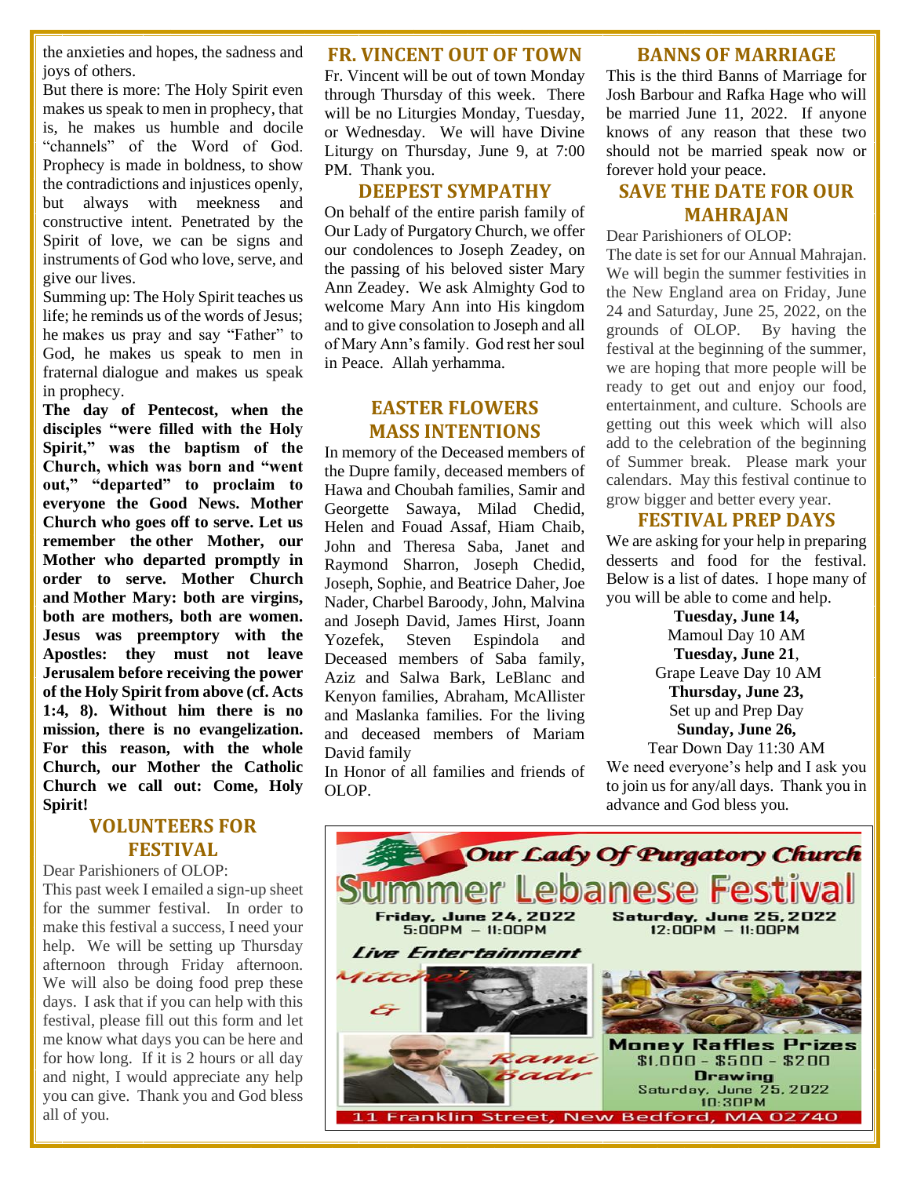the anxieties and hopes, the sadness and joys of others.

But there is more: The Holy Spirit even makes us speak to men in prophecy, that is, he makes us humble and docile "channels" of the Word of God. Prophecy is made in boldness, to show the contradictions and injustices openly, but always with meekness and constructive intent. Penetrated by the Spirit of love, we can be signs and instruments of God who love, serve, and give our lives.

Summing up: The Holy Spirit teaches us life; he reminds us of the words of Jesus; he makes us pray and say "Father" to God, he makes us speak to men in fraternal dialogue and makes us speak in prophecy.

**The day of Pentecost, when the disciples "were filled with the Holy Spirit," was the baptism of the Church, which was born and "went out," "departed" to proclaim to everyone the Good News. Mother Church who goes off to serve. Let us remember the other Mother, our Mother who departed promptly in order to serve. Mother Church and Mother Mary: both are virgins, both are mothers, both are women. Jesus was preemptory with the Apostles: they must not leave Jerusalem before receiving the power of the Holy Spirit from above (cf. Acts 1:4, 8). Without him there is no mission, there is no evangelization. For this reason, with the whole Church, our Mother the Catholic Church we call out: Come, Holy Spirit!**

## VOLUNTEERS FOR FESTIVAL

Dear Parishioners of OLOP:

This past week I emailed a sign-up sheet for the summer festival. In order to make this festival a success, I need your help. We will be setting up Thursday afternoon through Friday afternoon. We will also be doing food prep these days. I ask that if you can help with this festival, please fill out this form and let me know what days you can be here and for how long. If it is 2 hours or all day and night, I would appreciate any help you can give. Thank you and God bless all of you.

## FR. VINCENT OUT OF TOWN

Fr. Vincent will be out of town Monday through Thursday of this week. There will be no Liturgies Monday, Tuesday, or Wednesday. We will have Divine Liturgy on Thursday, June 9, at 7:00 PM. Thank you.

## DEEPEST SYMPATHY

On behalf of the entire parish family of Our Lady of Purgatory Church, we offer our condolences to Joseph Zeadey, on the passing of his beloved sister Mary Ann Zeadey. We ask Almighty God to welcome Mary Ann into His kingdom and to give consolation to Joseph and all of Mary Ann's family. God rest her soul in Peace. Allah yerhamma.

## EASTER FLOWERS MASS INTENTIONS

In memory of the Deceased members of the Dupre family, deceased members of Hawa and Choubah families, Samir and Georgette Sawaya, Milad Chedid, Helen and Fouad Assaf, Hiam Chaib, John and Theresa Saba, Janet and Raymond Sharron, Joseph Chedid, Joseph, Sophie, and Beatrice Daher, Joe Nader, Charbel Baroody, John, Malvina and Joseph David, James Hirst, Joann Yozefek, Steven Espindola and Deceased members of Saba family, Aziz and Salwa Bark, LeBlanc and Kenyon families, Abraham, McAllister and Maslanka families. For the living and deceased members of Mariam David family

In Honor of all families and friends of OLOP.

## BANNS OF MARRIAGE

This is the third Banns of Marriage for Josh Barbour and Rafka Hage who will be married June 11, 2022. If anyone knows of any reason that these two should not be married speak now or forever hold your peace.

## SAVE THE DATE FOR OUR MAHRAJAN

Dear Parishioners of OLOP:

The date is set for our Annual Mahrajan. We will begin the summer festivities in the New England area on Friday, June 24 and Saturday, June 25, 2022, on the grounds of OLOP. By having the festival at the beginning of the summer, we are hoping that more people will be ready to get out and enjoy our food, entertainment, and culture. Schools are getting out this week which will also add to the celebration of the beginning of Summer break. Please mark your calendars. May this festival continue to grow bigger and better every year.

## FESTIVAL PREP DAYS

We are asking for your help in preparing desserts and food for the festival. Below is a list of dates. I hope many of you will be able to come and help.

**Tuesday, June 14,**
Mamoul Day 10 AM
**Tuesday, June 21**,
Grape Leave Day 10 AM
**Thursday, June 23,**
Set up and Prep Day
**Sunday, June 26,**
Tear Down Day 11:30 AM

We need everyone's help and I ask you to join us for any/all days. Thank you in advance and God bless you.

## Our Lady Of Purgatory Church
## Summer Lebanese Festival

Friday, June 24, 2022
5:00PM – 11:00PM

Saturday, June 25, 2022
12:00PM – 11:00PM

*Live Entertainment*

Mitchel & Rami Badr

**Money Raffles Prizes**
$1,000 - $500 - $200
**Drawing**
Saturday, June 25, 2022
10:30PM

11 Franklin Street, New Bedford, MA 02740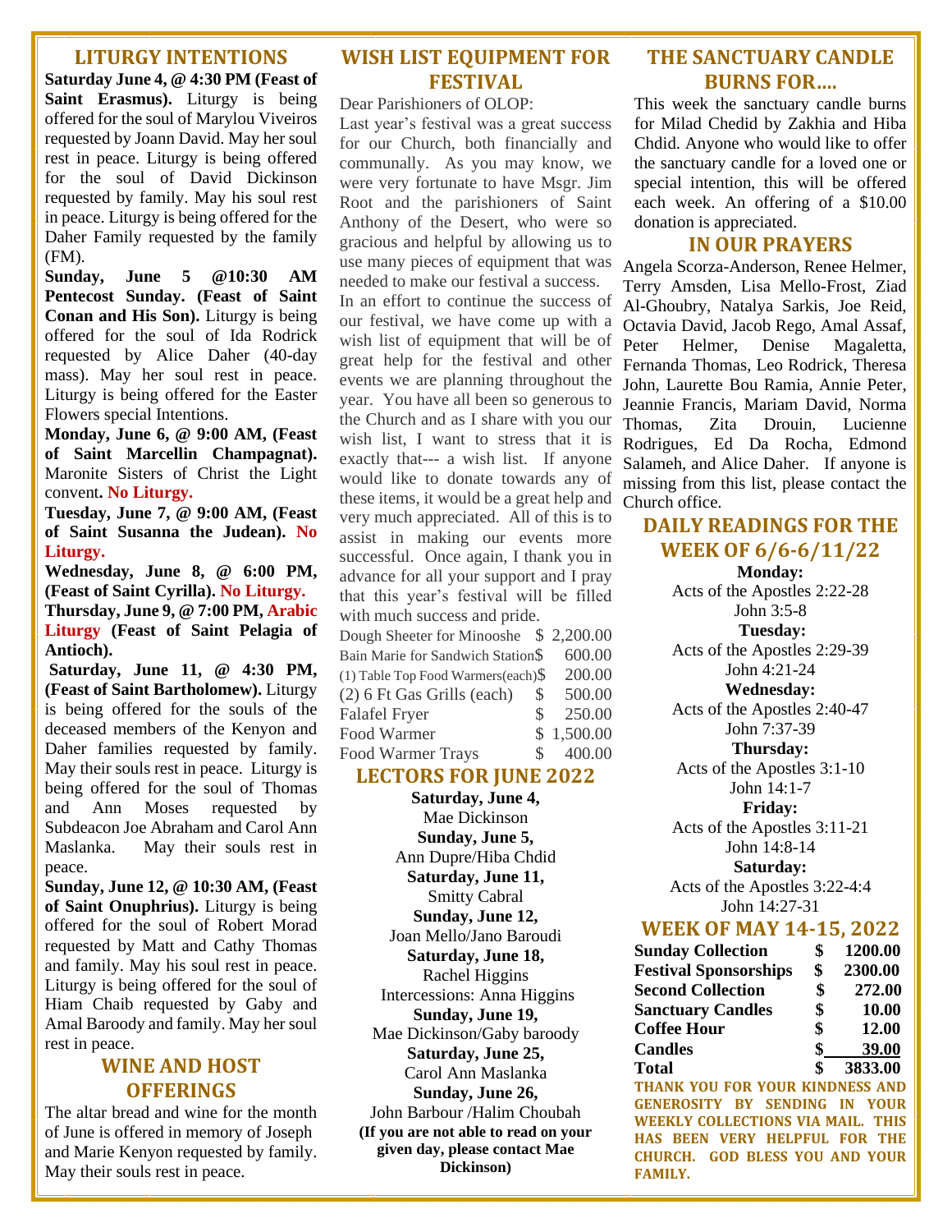## LITURGY INTENTIONS

**Saturday June 4, @ 4:30 PM (Feast of Saint Erasmus).** Liturgy is being offered for the soul of Marylou Viveiros requested by Joann David. May her soul rest in peace. Liturgy is being offered for the soul of David Dickinson requested by family. May his soul rest in peace. Liturgy is being offered for the Daher Family requested by the family (FM).

**Sunday, June 5 @10:30 AM Pentecost Sunday. (Feast of Saint Conan and His Son).** Liturgy is being offered for the soul of Ida Rodrick requested by Alice Daher (40-day mass). May her soul rest in peace. Liturgy is being offered for the Easter Flowers special Intentions.

**Monday, June 6, @ 9:00 AM, (Feast of Saint Marcellin Champagnat).** Maronite Sisters of Christ the Light convent**. No Liturgy.**

**Tuesday, June 7, @ 9:00 AM, (Feast of Saint Susanna the Judean). No Liturgy.**

**Wednesday, June 8, @ 6:00 PM, (Feast of Saint Cyrilla). No Liturgy.**

**Thursday, June 9, @ 7:00 PM, Arabic Liturgy (Feast of Saint Pelagia of Antioch).**

**Saturday, June 11, @ 4:30 PM, (Feast of Saint Bartholomew).** Liturgy is being offered for the souls of the deceased members of the Kenyon and Daher families requested by family. May their souls rest in peace. Liturgy is being offered for the soul of Thomas and Ann Moses requested by Subdeacon Joe Abraham and Carol Ann Maslanka. May their souls rest in peace.

**Sunday, June 12, @ 10:30 AM, (Feast of Saint Onuphrius).** Liturgy is being offered for the soul of Robert Morad requested by Matt and Cathy Thomas and family. May his soul rest in peace. Liturgy is being offered for the soul of Hiam Chaib requested by Gaby and Amal Baroody and family. May her soul rest in peace.

## WINE AND HOST OFFERINGS

The altar bread and wine for the month of June is offered in memory of Joseph and Marie Kenyon requested by family. May their souls rest in peace.

## WISH LIST EQUIPMENT FOR FESTIVAL

Dear Parishioners of OLOP:

Last year's festival was a great success for our Church, both financially and communally. As you may know, we were very fortunate to have Msgr. Jim Root and the parishioners of Saint Anthony of the Desert, who were so gracious and helpful by allowing us to use many pieces of equipment that was needed to make our festival a success.

In an effort to continue the success of our festival, we have come up with a wish list of equipment that will be of great help for the festival and other events we are planning throughout the year. You have all been so generous to the Church and as I share with you our wish list, I want to stress that it is exactly that--- a wish list. If anyone would like to donate towards any of these items, it would be a great help and very much appreciated. All of this is to assist in making our events more successful. Once again, I thank you in advance for all your support and I pray that this year's festival will be filled with much success and pride.

| Item | Cost |
|---|---|
| Dough Sheeter for Minooshe | $ 2,200.00 |
| Bain Marie for Sandwich Station | $ 600.00 |
| (1) Table Top Food Warmers(each) | $ 200.00 |
| (2) 6 Ft Gas Grills (each) | $ 500.00 |
| Falafel Fryer | $ 250.00 |
| Food Warmer | $ 1,500.00 |
| Food Warmer Trays | $ 400.00 |

## LECTORS FOR JUNE 2022

**Saturday, June 4,**
Mae Dickinson

**Sunday, June 5,**
Ann Dupre/Hiba Chdid

**Saturday, June 11,**
Smitty Cabral

**Sunday, June 12,**
Joan Mello/Jano Baroudi

**Saturday, June 18,**
Rachel Higgins
Intercessions: Anna Higgins

**Sunday, June 19,**
Mae Dickinson/Gaby baroody

**Saturday, June 25,**
Carol Ann Maslanka

**Sunday, June 26,**
John Barbour /Halim Choubah

**(If you are not able to read on your given day, please contact Mae Dickinson)**

## THE SANCTUARY CANDLE BURNS FOR….

This week the sanctuary candle burns for Milad Chedid by Zakhia and Hiba Chdid. Anyone who would like to offer the sanctuary candle for a loved one or special intention, this will be offered each week. An offering of a $10.00 donation is appreciated.

## IN OUR PRAYERS

Angela Scorza-Anderson, Renee Helmer, Terry Amsden, Lisa Mello-Frost, Ziad Al-Ghoubry, Natalya Sarkis, Joe Reid, Octavia David, Jacob Rego, Amal Assaf, Peter Helmer, Denise Magaletta, Fernanda Thomas, Leo Rodrick, Theresa John, Laurette Bou Ramia, Annie Peter, Jeannie Francis, Mariam David, Norma Thomas, Zita Drouin, Lucienne Rodrigues, Ed Da Rocha, Edmond Salameh, and Alice Daher. If anyone is missing from this list, please contact the Church office.

## DAILY READINGS FOR THE WEEK OF 6/6-6/11/22

**Monday:**
Acts of the Apostles 2:22-28
John 3:5-8

**Tuesday:**
Acts of the Apostles 2:29-39
John 4:21-24

**Wednesday:**
Acts of the Apostles 2:40-47
John 7:37-39

**Thursday:**
Acts of the Apostles 3:1-10
John 14:1-7

**Friday:**
Acts of the Apostles 3:11-21
John 14:8-14

**Saturday:**
Acts of the Apostles 3:22-4:4
John 14:27-31

## WEEK OF MAY 14-15, 2022

| | | |
|---|---|---|
| **Sunday Collection** | **$** | **1200.00** |
| **Festival Sponsorships** | **$** | **2300.00** |
| **Second Collection** | **$** | **272.00** |
| **Sanctuary Candles** | **$** | **10.00** |
| **Coffee Hour** | **$** | **12.00** |
| **Candles** | **$** | **39.00** |
| **Total** | **$** | **3833.00** |

**THANK YOU FOR YOUR KINDNESS AND GENEROSITY BY SENDING IN YOUR WEEKLY COLLECTIONS VIA MAIL. THIS HAS BEEN VERY HELPFUL FOR THE CHURCH. GOD BLESS YOU AND YOUR FAMILY.**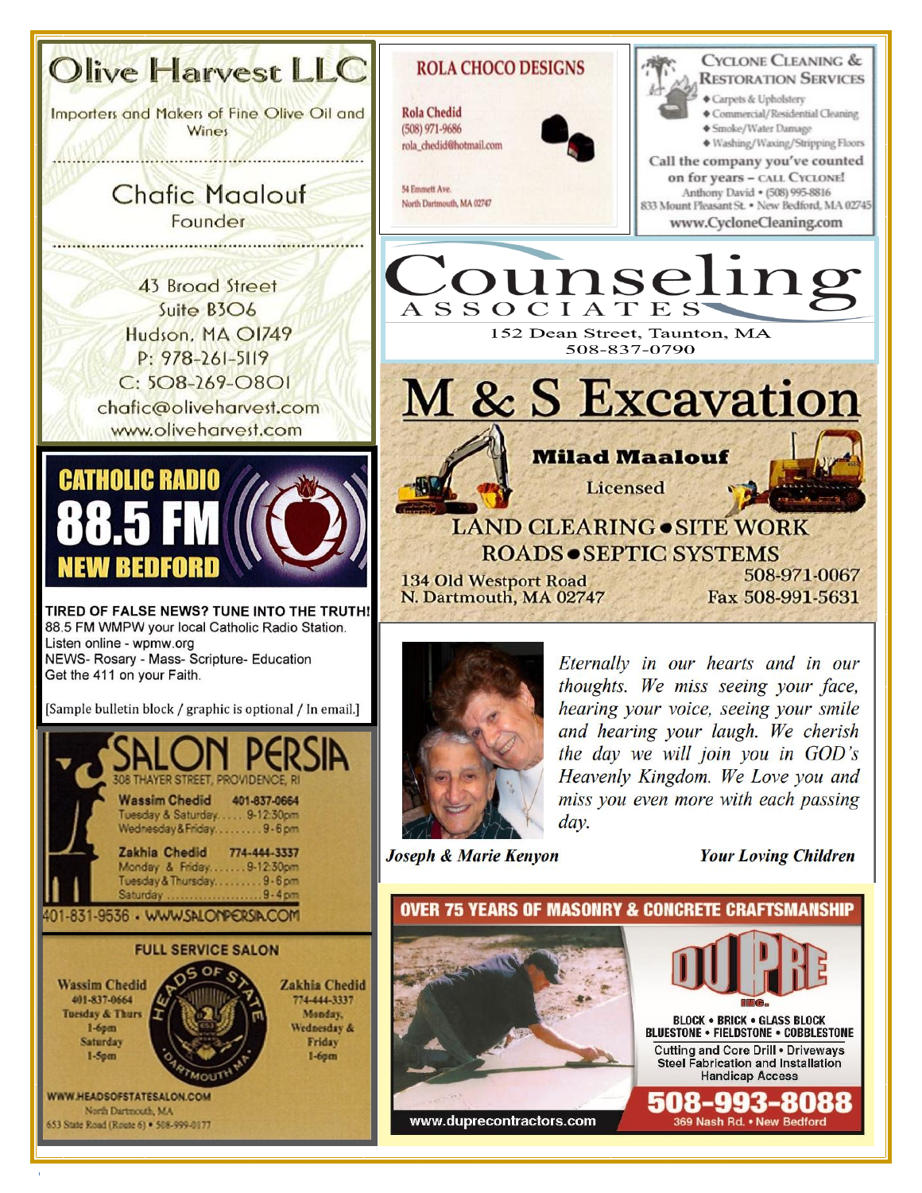## Olive Harvest LLC

Importers and Makers of Fine Olive Oil and Wines

Chafic Maalouf
Founder

43 Broad Street
Suite B306
Hudson, MA 01749
P: 978-261-5119
C: 508-269-0801
chafic@oliveharvest.com
www.oliveharvest.com

## CATHOLIC RADIO 88.5 FM NEW BEDFORD

**TIRED OF FALSE NEWS? TUNE INTO THE TRUTH!**
88.5 FM WMPW your local Catholic Radio Station.
Listen online - wpmw.org
NEWS- Rosary - Mass- Scripture- Education
Get the 411 on your Faith.

[Sample bulletin block / graphic is optional / In email.]

## SALON PERSIA

308 THAYER STREET, PROVIDENCE, RI

**Wassim Chedid** 401-837-0664
Tuesday & Saturday..... 9-12:30pm
Wednesday & Friday.......... 9-6pm

**Zakhia Chedid** 774-444-3337
Monday & Friday....... 9-12:30pm
Tuesday & Thursday.......... 9-6pm
Saturday...................... 9-4pm

401-831-9536 • WWW.SALONPERSIA.COM

## FULL SERVICE SALON

HEADS OF STATE — DARTMOUTH MA

**Wassim Chedid**
401-837-0664
Tuesday & Thurs
1-6pm
Saturday
1-5pm

**Zakhia Chedid**
774-444-3337
Monday,
Wednesday &
Friday
1-6pm

WWW.HEADSOFSTATESALON.COM
North Dartmouth, MA
653 State Road (Route 6) • 508-999-0177

## ROLA CHOCO DESIGNS

Rola Chedid
(508) 971-9686
rola_chedid@hotmail.com

54 Emmett Ave.
North Dartmouth, MA 02747

## Cyclone Cleaning & Restoration Services

- Carpets & Upholstery
- Commercial/Residential Cleaning
- Smoke/Water Damage
- Washing/Waxing/Stripping Floors

Call the company you've counted on for years – CALL CYCLONE!
Anthony David • (508) 995-8816
833 Mount Pleasant St. • New Bedford, MA 02745
www.CycloneCleaning.com

## Counseling ASSOCIATES

152 Dean Street, Taunton, MA
508-837-0790

## M & S Excavation

**Milad Maalouf**
Licensed

LAND CLEARING • SITE WORK
ROADS • SEPTIC SYSTEMS

134 Old Westport Road
N. Dartmouth, MA 02747

508-971-0067
Fax 508-991-5631

*Eternally in our hearts and in our thoughts. We miss seeing your face, hearing your voice, seeing your smile and hearing your laugh. We cherish the day we will join you in GOD's Heavenly Kingdom. We Love you and miss you even more with each passing day.*

***Joseph & Marie Kenyon*** — ***Your Loving Children***

## OVER 75 YEARS OF MASONRY & CONCRETE CRAFTSMANSHIP

DUPRE INC.

BLOCK • BRICK • GLASS BLOCK
BLUESTONE • FIELDSTONE • COBBLESTONE
Cutting and Core Drill • Driveways
Steel Fabrication and Installation
Handicap Access

508-993-8088
369 Nash Rd. • New Bedford

www.duprecontractors.com